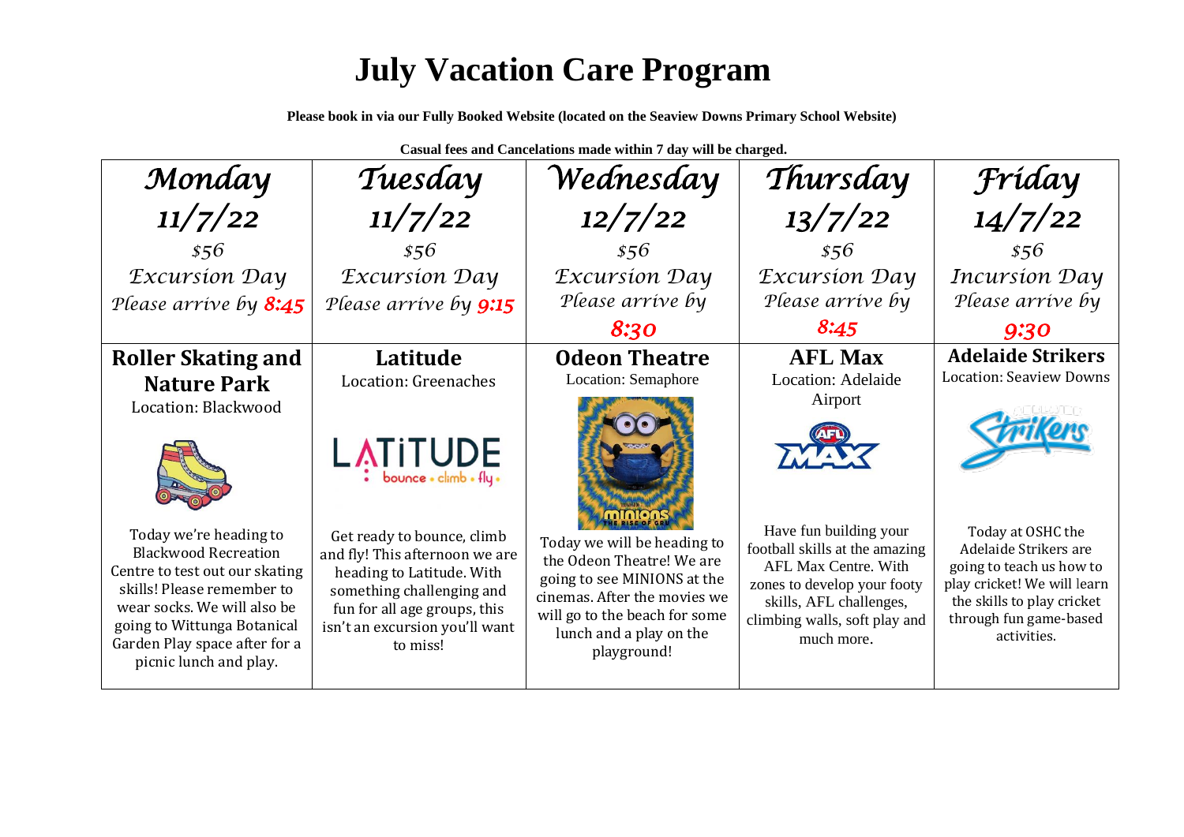# July Vacation Care Program

**Please book in via our Fully Booked Website (located on the Seaview Downs Primary School Website)**

**Casual fees and Cancelations made within 7 day will be charged.**

| *Monday 11/7/22* | *Tuesday 11/7/22* | *Wednesday 12/7/22* | *Thursday 13/7/22* | *Friday 14/7/22* |
|---|---|---|---|---|
| *$56* | *$56* | *$56* | *$56* | *$56* |
| *Excursion Day* | *Excursion Day* | *Excursion Day* | *Excursion Day* | *Incursion Day* |
| *Please arrive by* ***8:45*** | *Please arrive by* ***9:15*** | *Please arrive by* ***8:30*** | *Please arrive by* ***8:45*** | *Please arrive by* ***9:30*** |
| **Roller Skating and Nature Park** Location: Blackwood | **Latitude** Location: Greenaches | **Odeon Theatre** Location: Semaphore | **AFL Max** Location: Adelaide Airport | **Adelaide Strikers** Location: Seaview Downs |
| Today we're heading to Blackwood Recreation Centre to test out our skating skills! Please remember to wear socks. We will also be going to Wittunga Botanical Garden Play space after for a picnic lunch and play. | Get ready to bounce, climb and fly! This afternoon we are heading to Latitude. With something challenging and fun for all age groups, this isn't an excursion you'll want to miss! | Today we will be heading to the Odeon Theatre! We are going to see MINIONS at the cinemas. After the movies we will go to the beach for some lunch and a play on the playground! | Have fun building your football skills at the amazing AFL Max Centre. With zones to develop your footy skills, AFL challenges, climbing walls, soft play and much more. | Today at OSHC the Adelaide Strikers are going to teach us how to play cricket! We will learn the skills to play cricket through fun game-based activities. |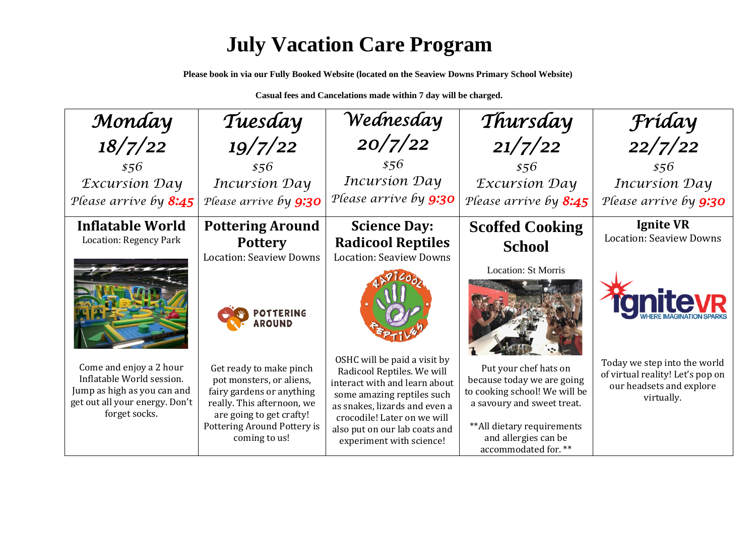# July Vacation Care Program

**Please book in via our Fully Booked Website (located on the Seaview Downs Primary School Website)**

**Casual fees and Cancelations made within 7 day will be charged.**

| Monday 18/7/22<br>$56<br>Excursion Day<br>Please arrive by **8:45** | Tuesday 19/7/22<br>$56<br>Incursion Day<br>Please arrive by **9:30** | Wednesday 20/7/22<br>$56<br>Incursion Day<br>Please arrive by **9:30** | Thursday 21/7/22<br>$56<br>Excursion Day<br>Please arrive by **8:45** | Friday 22/7/22<br>$56<br>Incursion Day<br>Please arrive by **9:30** |
|---|---|---|---|---|
| **Inflatable World**<br>Location: Regency Park<br><br>Come and enjoy a 2 hour Inflatable World session. Jump as high as you can and get out all your energy. Don't forget socks. | **Pottering Around Pottery**<br>Location: Seaview Downs<br><br>POTTERING AROUND<br><br>Get ready to make pinch pot monsters, or aliens, fairy gardens or anything really. This afternoon, we are going to get crafty! Pottering Around Pottery is coming to us! | **Science Day: Radicool Reptiles**<br>Location: Seaview Downs<br><br>RADICOOL REPTILES<br><br>OSHC will be paid a visit by Radicool Reptiles. We will interact with and learn about some amazing reptiles such as snakes, lizards and even a crocodile! Later on we will also put on our lab coats and experiment with science! | **Scoffed Cooking School**<br>Location: St Morris<br><br>Put your chef hats on because today we are going to cooking school! We will be a savoury and sweet treat.<br><br>**All dietary requirements and allergies can be accommodated for. ** | **Ignite VR**<br>Location: Seaview Downs<br><br>ignite VR WHERE IMAGINATION SPARKS<br><br>Today we step into the world of virtual reality! Let's pop on our headsets and explore virtually. |